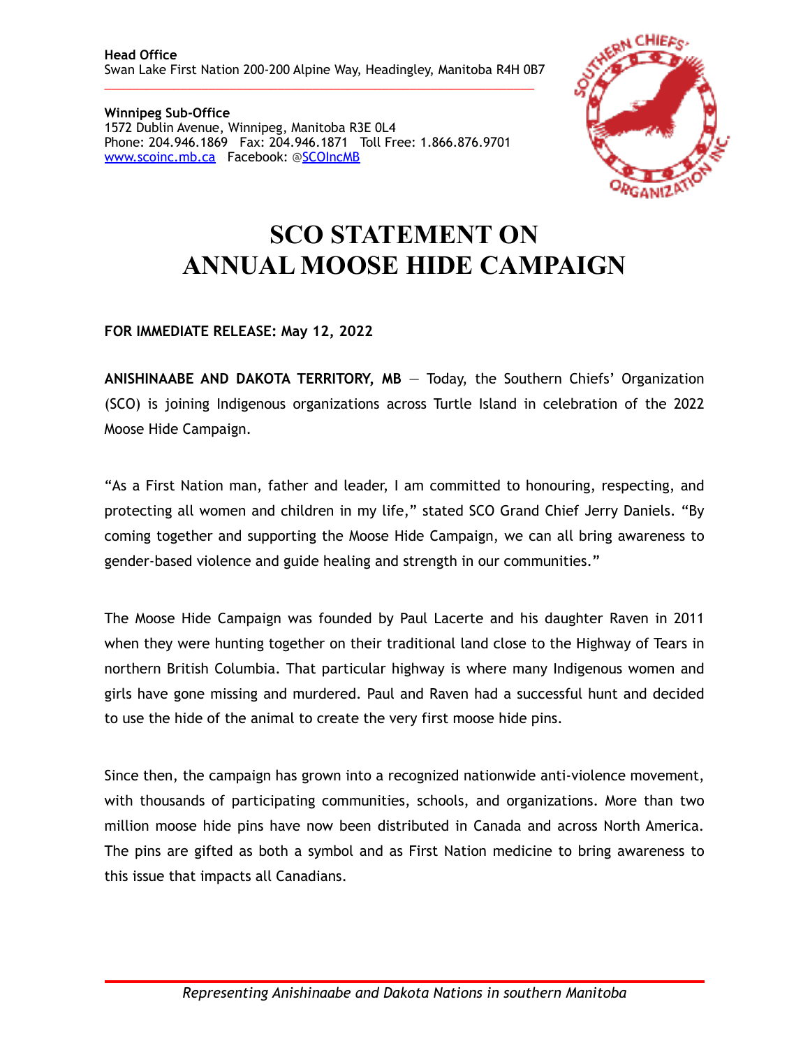**Head Office**
Swan Lake First Nation 200-200 Alpine Way, Headingley, Manitoba R4H 0B7

**Winnipeg Sub-Office**
1572 Dublin Avenue, Winnipeg, Manitoba R3E 0L4
Phone: 204.946.1869 Fax: 204.946.1871 Toll Free: 1.866.876.9701
www.scoinc.mb.ca Facebook: @SCOIncMB

# SCO STATEMENT ON ANNUAL MOOSE HIDE CAMPAIGN

**FOR IMMEDIATE RELEASE: May 12, 2022**

**ANISHINAABE AND DAKOTA TERRITORY, MB** — Today, the Southern Chiefs' Organization (SCO) is joining Indigenous organizations across Turtle Island in celebration of the 2022 Moose Hide Campaign.

"As a First Nation man, father and leader, I am committed to honouring, respecting, and protecting all women and children in my life," stated SCO Grand Chief Jerry Daniels. "By coming together and supporting the Moose Hide Campaign, we can all bring awareness to gender-based violence and guide healing and strength in our communities."

The Moose Hide Campaign was founded by Paul Lacerte and his daughter Raven in 2011 when they were hunting together on their traditional land close to the Highway of Tears in northern British Columbia. That particular highway is where many Indigenous women and girls have gone missing and murdered. Paul and Raven had a successful hunt and decided to use the hide of the animal to create the very first moose hide pins.

Since then, the campaign has grown into a recognized nationwide anti-violence movement, with thousands of participating communities, schools, and organizations. More than two million moose hide pins have now been distributed in Canada and across North America. The pins are gifted as both a symbol and as First Nation medicine to bring awareness to this issue that impacts all Canadians.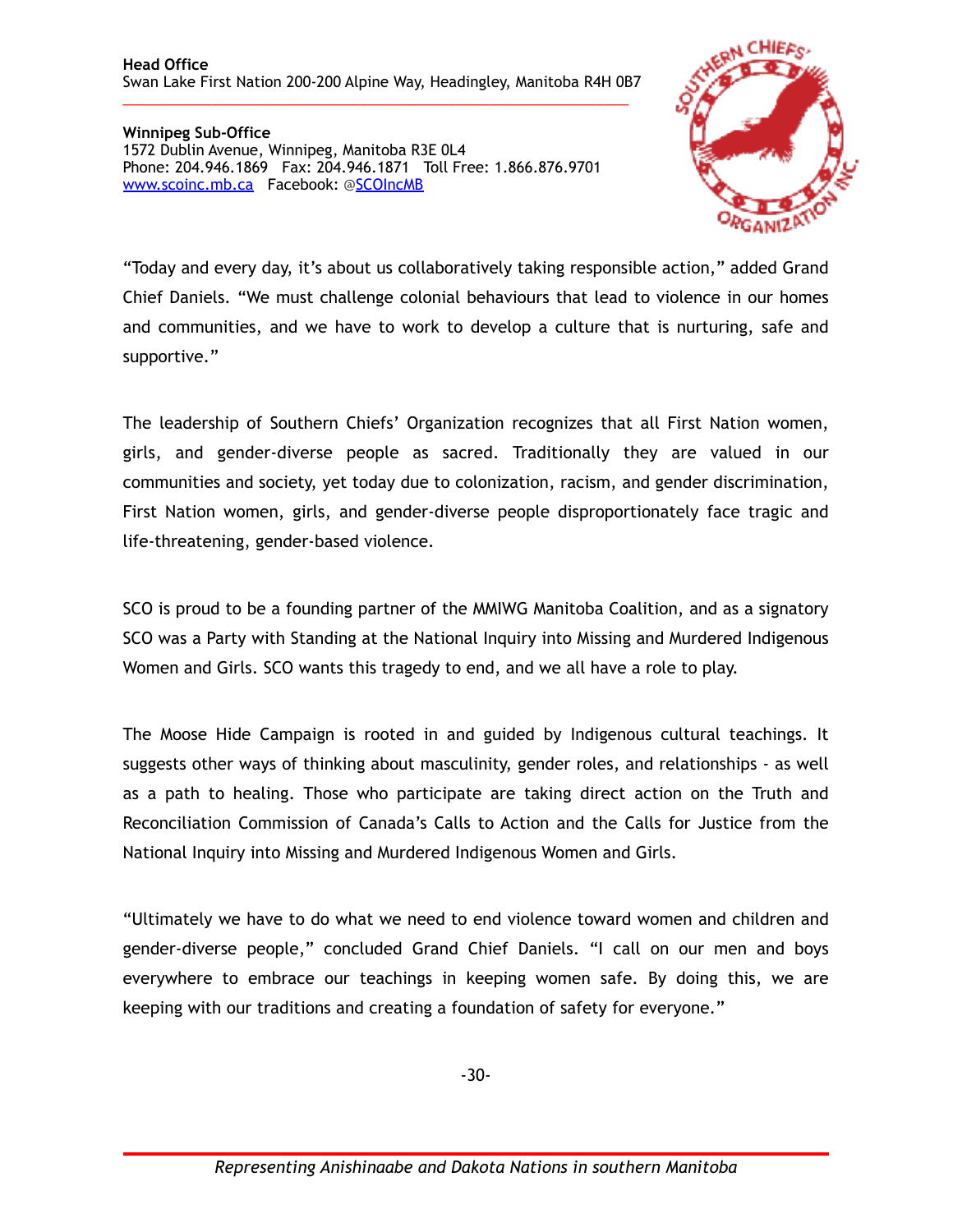“Today and every day, it’s about us collaboratively taking responsible action,” added Grand Chief Daniels. “We must challenge colonial behaviours that lead to violence in our homes and communities, and we have to work to develop a culture that is nurturing, safe and supportive.”

The leadership of Southern Chiefs’ Organization recognizes that all First Nation women, girls, and gender-diverse people as sacred. Traditionally they are valued in our communities and society, yet today due to colonization, racism, and gender discrimination, First Nation women, girls, and gender-diverse people disproportionately face tragic and life-threatening, gender-based violence.

SCO is proud to be a founding partner of the MMIWG Manitoba Coalition, and as a signatory SCO was a Party with Standing at the National Inquiry into Missing and Murdered Indigenous Women and Girls. SCO wants this tragedy to end, and we all have a role to play.

The Moose Hide Campaign is rooted in and guided by Indigenous cultural teachings. It suggests other ways of thinking about masculinity, gender roles, and relationships - as well as a path to healing. Those who participate are taking direct action on the Truth and Reconciliation Commission of Canada’s Calls to Action and the Calls for Justice from the National Inquiry into Missing and Murdered Indigenous Women and Girls.

“Ultimately we have to do what we need to end violence toward women and children and gender-diverse people,” concluded Grand Chief Daniels. “I call on our men and boys everywhere to embrace our teachings in keeping women safe. By doing this, we are keeping with our traditions and creating a foundation of safety for everyone.”

-30-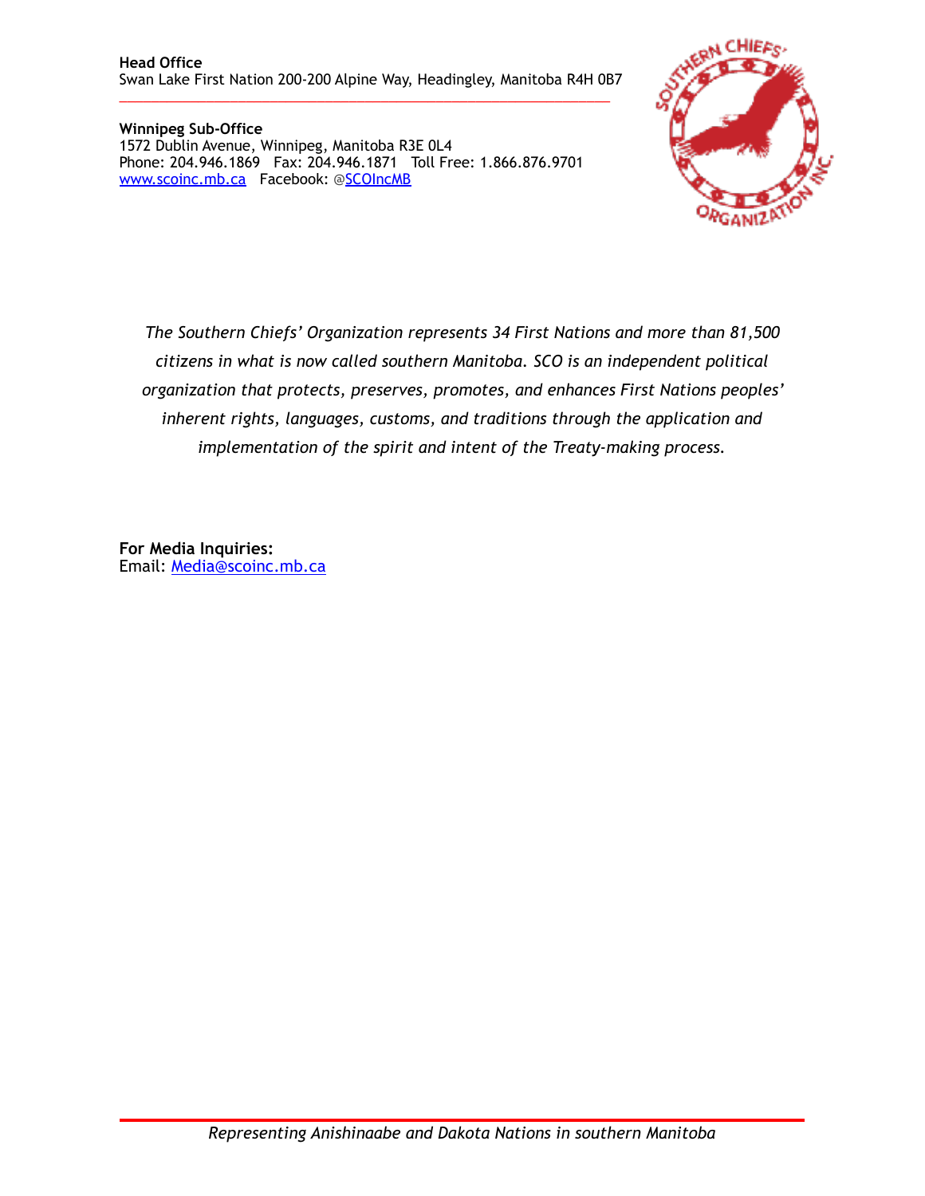**Head Office**
Swan Lake First Nation 200-200 Alpine Way, Headingley, Manitoba R4H 0B7

**Winnipeg Sub-Office**
1572 Dublin Avenue, Winnipeg, Manitoba R3E 0L4
Phone: 204.946.1869 Fax: 204.946.1871 Toll Free: 1.866.876.9701
www.scoinc.mb.ca Facebook: @SCOIncMB

*The Southern Chiefs' Organization represents 34 First Nations and more than 81,500 citizens in what is now called southern Manitoba. SCO is an independent political organization that protects, preserves, promotes, and enhances First Nations peoples' inherent rights, languages, customs, and traditions through the application and implementation of the spirit and intent of the Treaty-making process.*

**For Media Inquiries:**
Email: Media@scoinc.mb.ca

*Representing Anishinaabe and Dakota Nations in southern Manitoba*